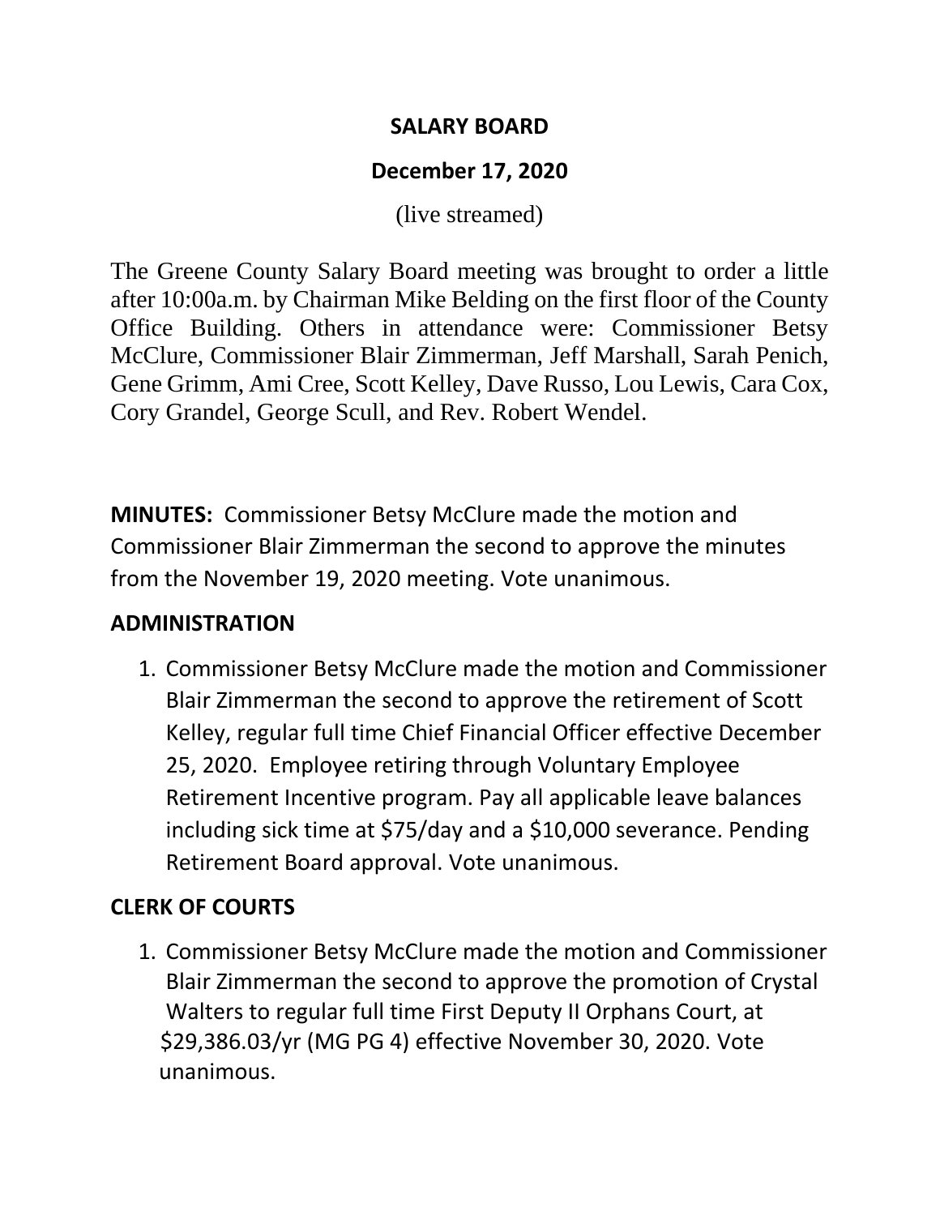# SALARY BOARD

## December 17, 2020

(live streamed)

The Greene County Salary Board meeting was brought to order a little after 10:00a.m. by Chairman Mike Belding on the first floor of the County Office Building. Others in attendance were: Commissioner Betsy McClure, Commissioner Blair Zimmerman, Jeff Marshall, Sarah Penich, Gene Grimm, Ami Cree, Scott Kelley, Dave Russo, Lou Lewis, Cara Cox, Cory Grandel, George Scull, and Rev. Robert Wendel.

**MINUTES:** Commissioner Betsy McClure made the motion and Commissioner Blair Zimmerman the second to approve the minutes from the November 19, 2020 meeting. Vote unanimous.

**ADMINISTRATION**

1. Commissioner Betsy McClure made the motion and Commissioner Blair Zimmerman the second to approve the retirement of Scott Kelley, regular full time Chief Financial Officer effective December 25, 2020. Employee retiring through Voluntary Employee Retirement Incentive program. Pay all applicable leave balances including sick time at $75/day and a $10,000 severance. Pending Retirement Board approval. Vote unanimous.

**CLERK OF COURTS**

1. Commissioner Betsy McClure made the motion and Commissioner Blair Zimmerman the second to approve the promotion of Crystal Walters to regular full time First Deputy II Orphans Court, at $29,386.03/yr (MG PG 4) effective November 30, 2020. Vote unanimous.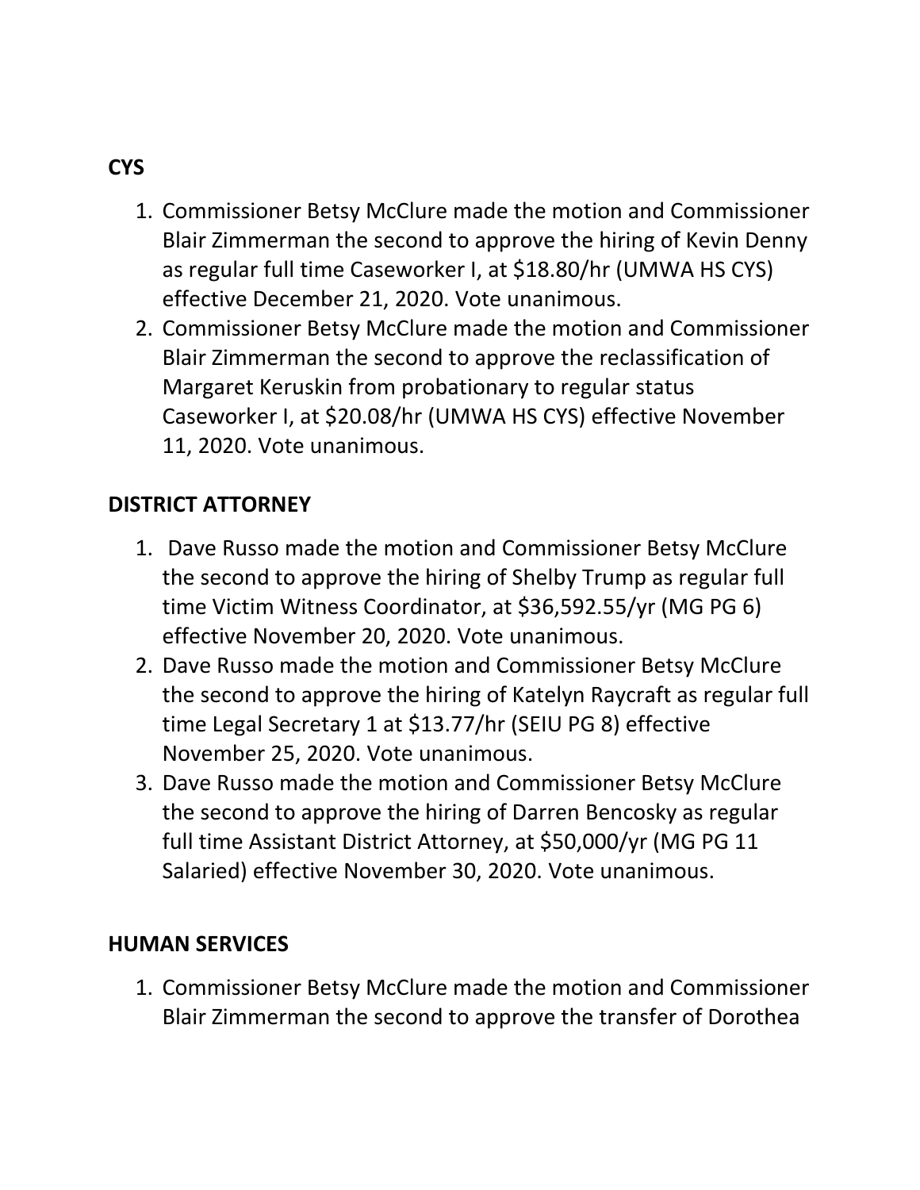**CYS**

1. Commissioner Betsy McClure made the motion and Commissioner Blair Zimmerman the second to approve the hiring of Kevin Denny as regular full time Caseworker I, at $18.80/hr (UMWA HS CYS) effective December 21, 2020. Vote unanimous.
2. Commissioner Betsy McClure made the motion and Commissioner Blair Zimmerman the second to approve the reclassification of Margaret Keruskin from probationary to regular status Caseworker I, at $20.08/hr (UMWA HS CYS) effective November 11, 2020. Vote unanimous.

**DISTRICT ATTORNEY**

1. Dave Russo made the motion and Commissioner Betsy McClure the second to approve the hiring of Shelby Trump as regular full time Victim Witness Coordinator, at $36,592.55/yr (MG PG 6) effective November 20, 2020. Vote unanimous.
2. Dave Russo made the motion and Commissioner Betsy McClure the second to approve the hiring of Katelyn Raycraft as regular full time Legal Secretary 1 at $13.77/hr (SEIU PG 8) effective November 25, 2020. Vote unanimous.
3. Dave Russo made the motion and Commissioner Betsy McClure the second to approve the hiring of Darren Bencosky as regular full time Assistant District Attorney, at $50,000/yr (MG PG 11 Salaried) effective November 30, 2020. Vote unanimous.

**HUMAN SERVICES**

1. Commissioner Betsy McClure made the motion and Commissioner Blair Zimmerman the second to approve the transfer of Dorothea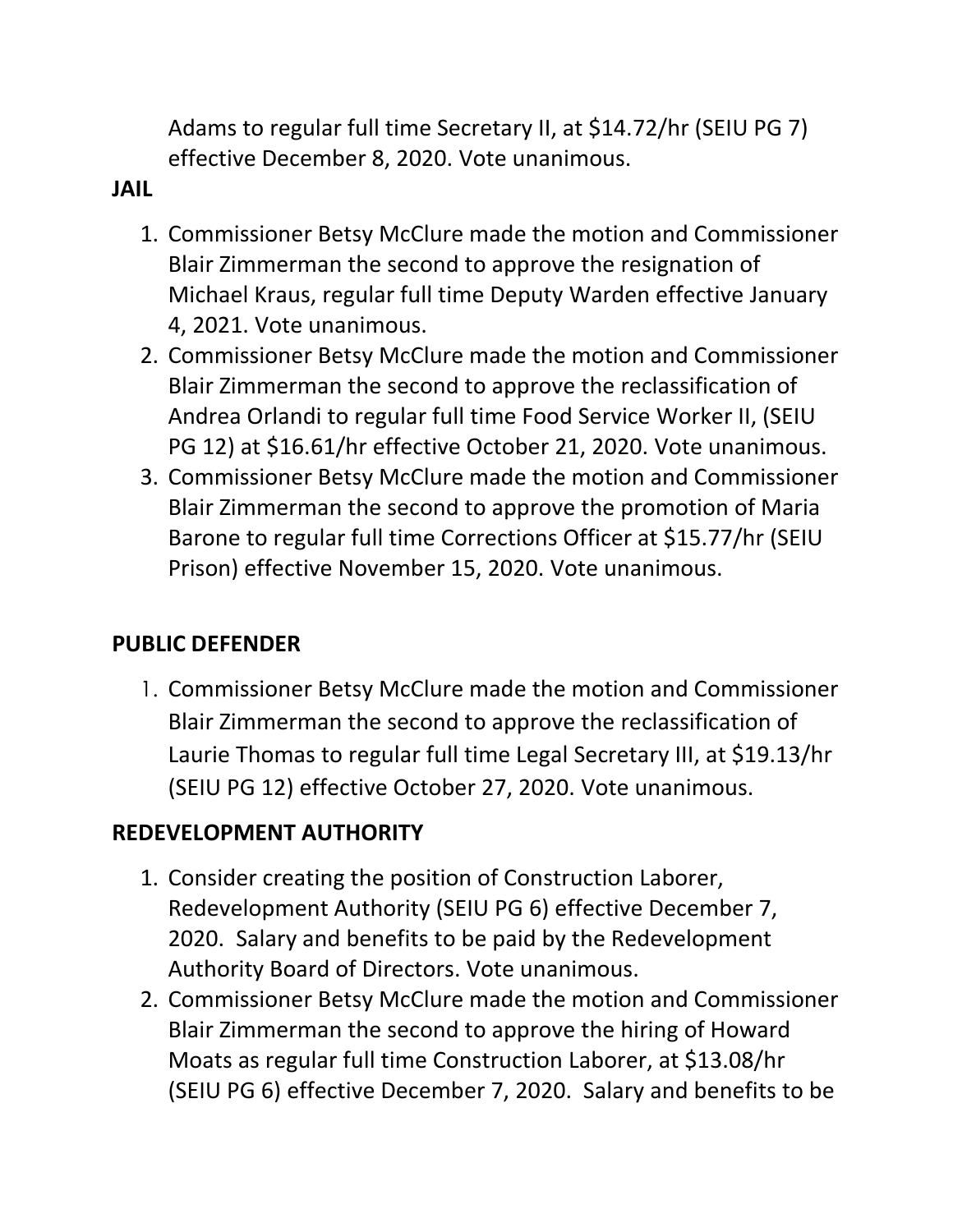Adams to regular full time Secretary II, at $14.72/hr (SEIU PG 7) effective December 8, 2020. Vote unanimous.

**JAIL**

1. Commissioner Betsy McClure made the motion and Commissioner Blair Zimmerman the second to approve the resignation of Michael Kraus, regular full time Deputy Warden effective January 4, 2021. Vote unanimous.
2. Commissioner Betsy McClure made the motion and Commissioner Blair Zimmerman the second to approve the reclassification of Andrea Orlandi to regular full time Food Service Worker II, (SEIU PG 12) at $16.61/hr effective October 21, 2020. Vote unanimous.
3. Commissioner Betsy McClure made the motion and Commissioner Blair Zimmerman the second to approve the promotion of Maria Barone to regular full time Corrections Officer at $15.77/hr (SEIU Prison) effective November 15, 2020. Vote unanimous.

**PUBLIC DEFENDER**

1. Commissioner Betsy McClure made the motion and Commissioner Blair Zimmerman the second to approve the reclassification of Laurie Thomas to regular full time Legal Secretary III, at $19.13/hr (SEIU PG 12) effective October 27, 2020. Vote unanimous.

**REDEVELOPMENT AUTHORITY**

1. Consider creating the position of Construction Laborer, Redevelopment Authority (SEIU PG 6) effective December 7, 2020. Salary and benefits to be paid by the Redevelopment Authority Board of Directors. Vote unanimous.
2. Commissioner Betsy McClure made the motion and Commissioner Blair Zimmerman the second to approve the hiring of Howard Moats as regular full time Construction Laborer, at $13.08/hr (SEIU PG 6) effective December 7, 2020. Salary and benefits to be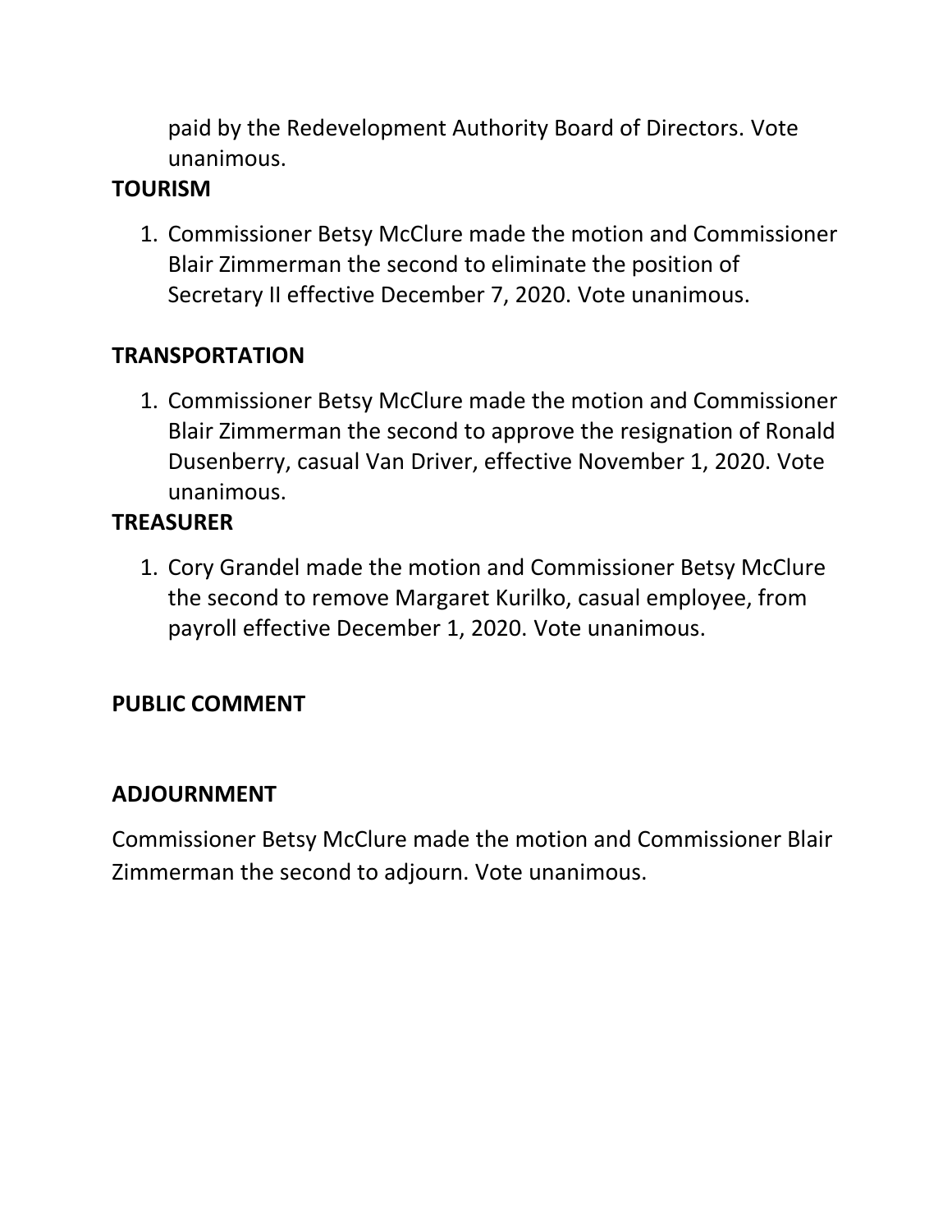paid by the Redevelopment Authority Board of Directors. Vote unanimous.

**TOURISM**

1. Commissioner Betsy McClure made the motion and Commissioner Blair Zimmerman the second to eliminate the position of Secretary II effective December 7, 2020. Vote unanimous.

**TRANSPORTATION**

1. Commissioner Betsy McClure made the motion and Commissioner Blair Zimmerman the second to approve the resignation of Ronald Dusenberry, casual Van Driver, effective November 1, 2020. Vote unanimous.

**TREASURER**

1. Cory Grandel made the motion and Commissioner Betsy McClure the second to remove Margaret Kurilko, casual employee, from payroll effective December 1, 2020. Vote unanimous.

**PUBLIC COMMENT**

**ADJOURNMENT**

Commissioner Betsy McClure made the motion and Commissioner Blair Zimmerman the second to adjourn. Vote unanimous.